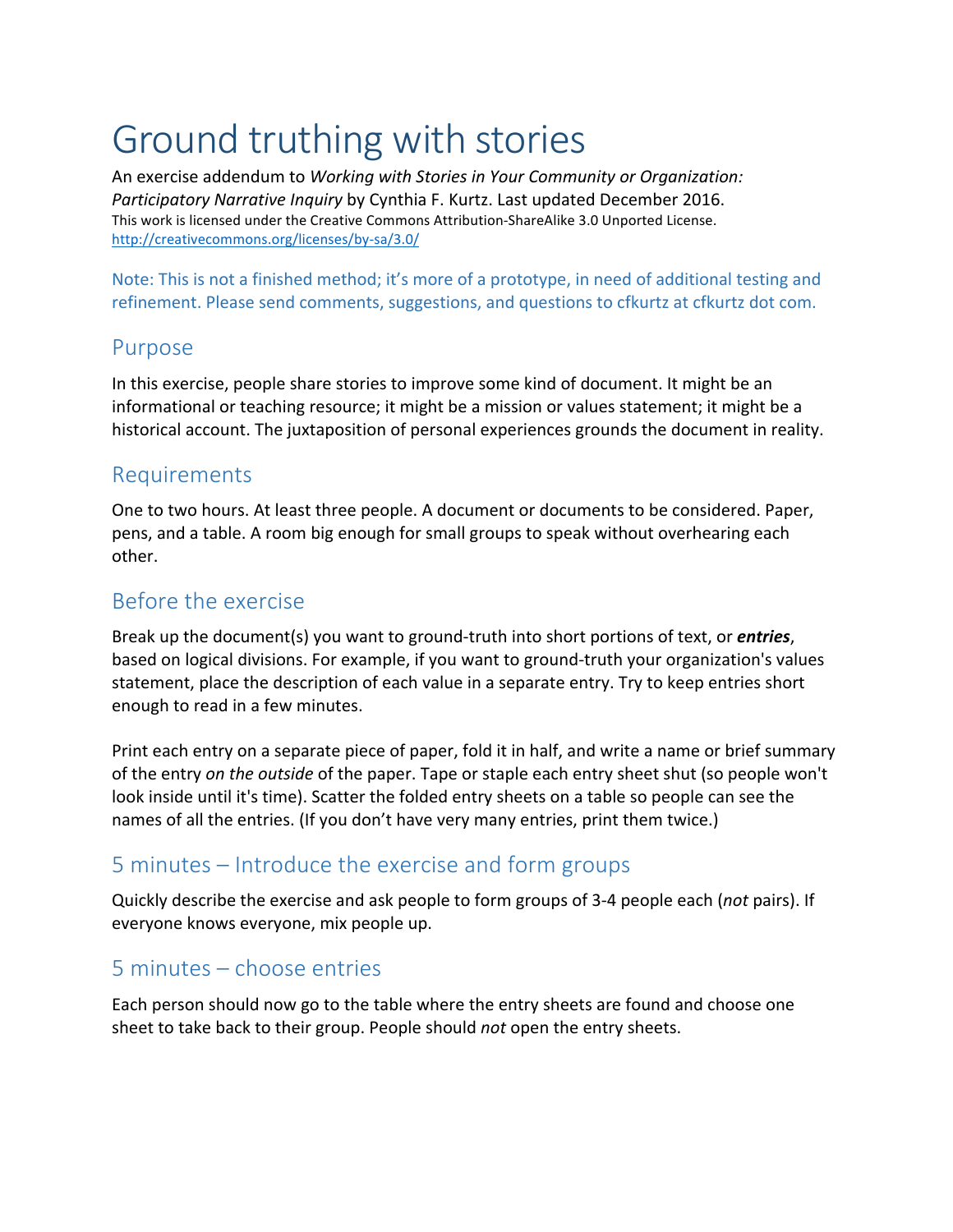# Ground truthing with stories

An exercise addendum to *Working with Stories in Your Community or Organization: Participatory Narrative Inquiry* by Cynthia F. Kurtz. Last updated December 2016.
This work is licensed under the Creative Commons Attribution-ShareAlike 3.0 Unported License.
http://creativecommons.org/licenses/by-sa/3.0/

Note: This is not a finished method; it's more of a prototype, in need of additional testing and refinement. Please send comments, suggestions, and questions to cfkurtz at cfkurtz dot com.

## Purpose

In this exercise, people share stories to improve some kind of document. It might be an informational or teaching resource; it might be a mission or values statement; it might be a historical account. The juxtaposition of personal experiences grounds the document in reality.

## Requirements

One to two hours. At least three people. A document or documents to be considered. Paper, pens, and a table. A room big enough for small groups to speak without overhearing each other.

## Before the exercise

Break up the document(s) you want to ground-truth into short portions of text, or ***entries***, based on logical divisions. For example, if you want to ground-truth your organization's values statement, place the description of each value in a separate entry. Try to keep entries short enough to read in a few minutes.

Print each entry on a separate piece of paper, fold it in half, and write a name or brief summary of the entry *on the outside* of the paper. Tape or staple each entry sheet shut (so people won't look inside until it's time). Scatter the folded entry sheets on a table so people can see the names of all the entries. (If you don't have very many entries, print them twice.)

## 5 minutes – Introduce the exercise and form groups

Quickly describe the exercise and ask people to form groups of 3-4 people each (*not* pairs). If everyone knows everyone, mix people up.

## 5 minutes – choose entries

Each person should now go to the table where the entry sheets are found and choose one sheet to take back to their group. People should *not* open the entry sheets.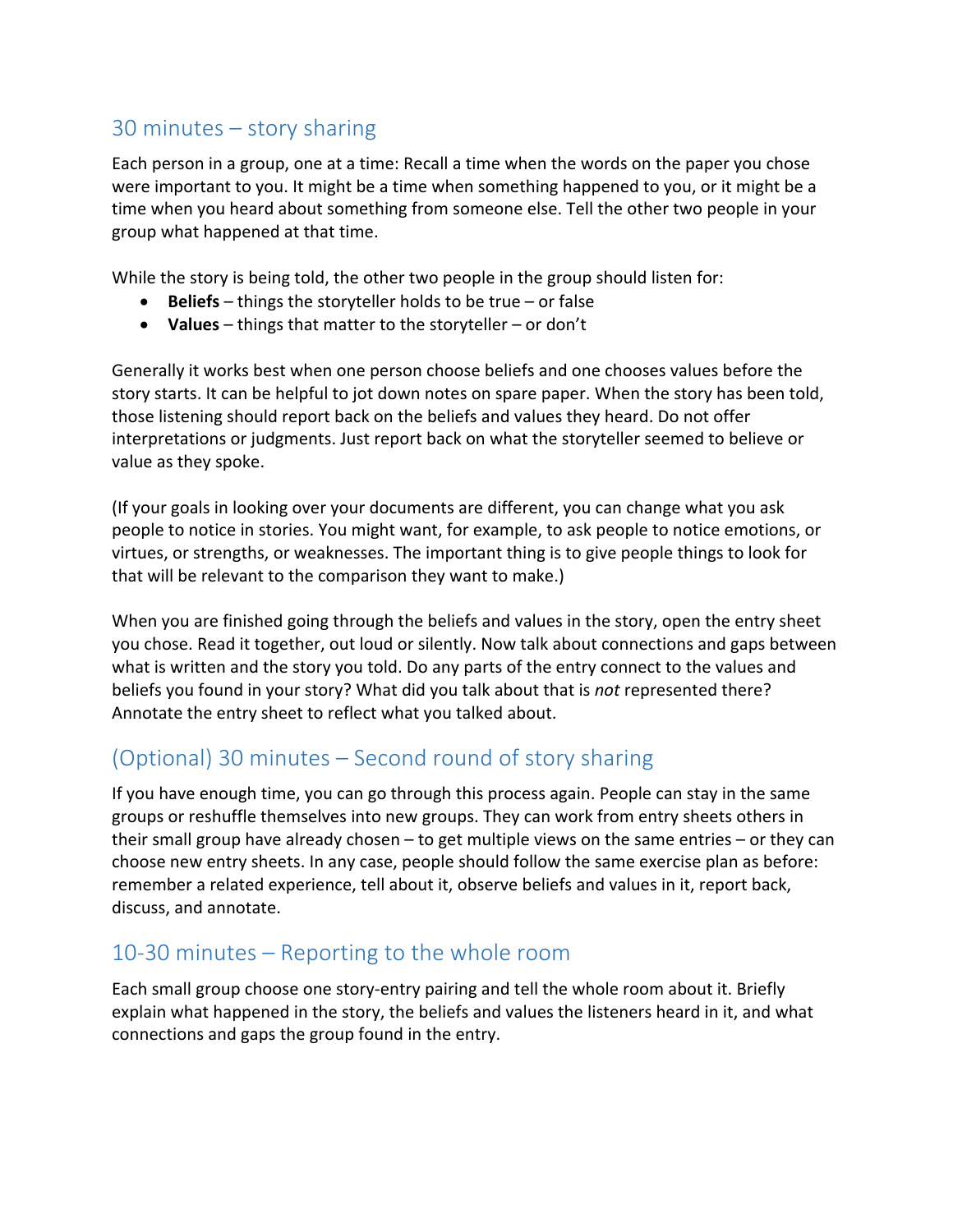## 30 minutes – story sharing

Each person in a group, one at a time: Recall a time when the words on the paper you chose were important to you. It might be a time when something happened to you, or it might be a time when you heard about something from someone else. Tell the other two people in your group what happened at that time.

While the story is being told, the other two people in the group should listen for:

- **Beliefs** – things the storyteller holds to be true – or false
- **Values** – things that matter to the storyteller – or don't

Generally it works best when one person choose beliefs and one chooses values before the story starts. It can be helpful to jot down notes on spare paper. When the story has been told, those listening should report back on the beliefs and values they heard. Do not offer interpretations or judgments. Just report back on what the storyteller seemed to believe or value as they spoke.

(If your goals in looking over your documents are different, you can change what you ask people to notice in stories. You might want, for example, to ask people to notice emotions, or virtues, or strengths, or weaknesses. The important thing is to give people things to look for that will be relevant to the comparison they want to make.)

When you are finished going through the beliefs and values in the story, open the entry sheet you chose. Read it together, out loud or silently. Now talk about connections and gaps between what is written and the story you told. Do any parts of the entry connect to the values and beliefs you found in your story? What did you talk about that is *not* represented there? Annotate the entry sheet to reflect what you talked about.

## (Optional) 30 minutes – Second round of story sharing

If you have enough time, you can go through this process again. People can stay in the same groups or reshuffle themselves into new groups. They can work from entry sheets others in their small group have already chosen – to get multiple views on the same entries – or they can choose new entry sheets. In any case, people should follow the same exercise plan as before: remember a related experience, tell about it, observe beliefs and values in it, report back, discuss, and annotate.

## 10-30 minutes – Reporting to the whole room

Each small group choose one story-entry pairing and tell the whole room about it. Briefly explain what happened in the story, the beliefs and values the listeners heard in it, and what connections and gaps the group found in the entry.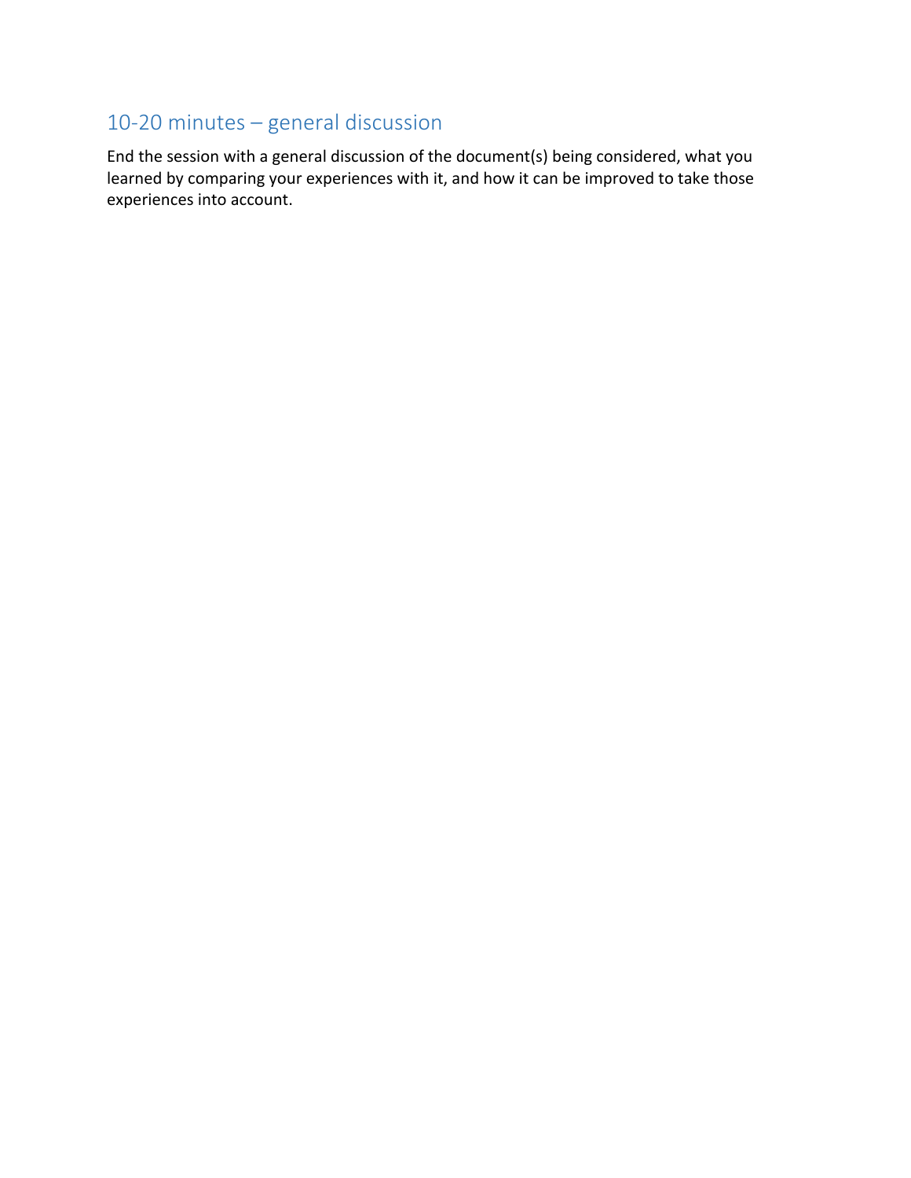## 10-20 minutes – general discussion

End the session with a general discussion of the document(s) being considered, what you learned by comparing your experiences with it, and how it can be improved to take those experiences into account.